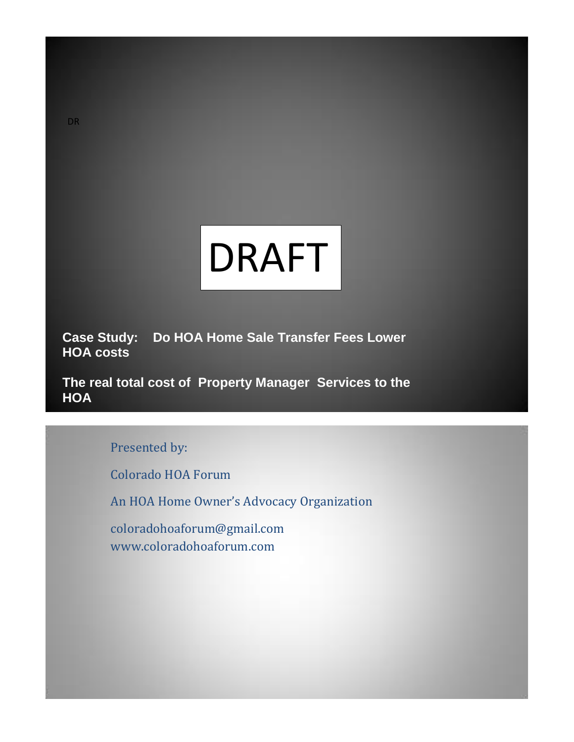DR

# DRAFT

**Case Study: Do HOA Home Sale Transfer Fees Lower HOA costs**

**The real total cost of Property Manager Services to the HOA**

Presented by:

Colorado HOA Forum

An HOA Home Owner's Advocacy Organization

coloradohoaforum@gmail.com
www.coloradohoaforum.com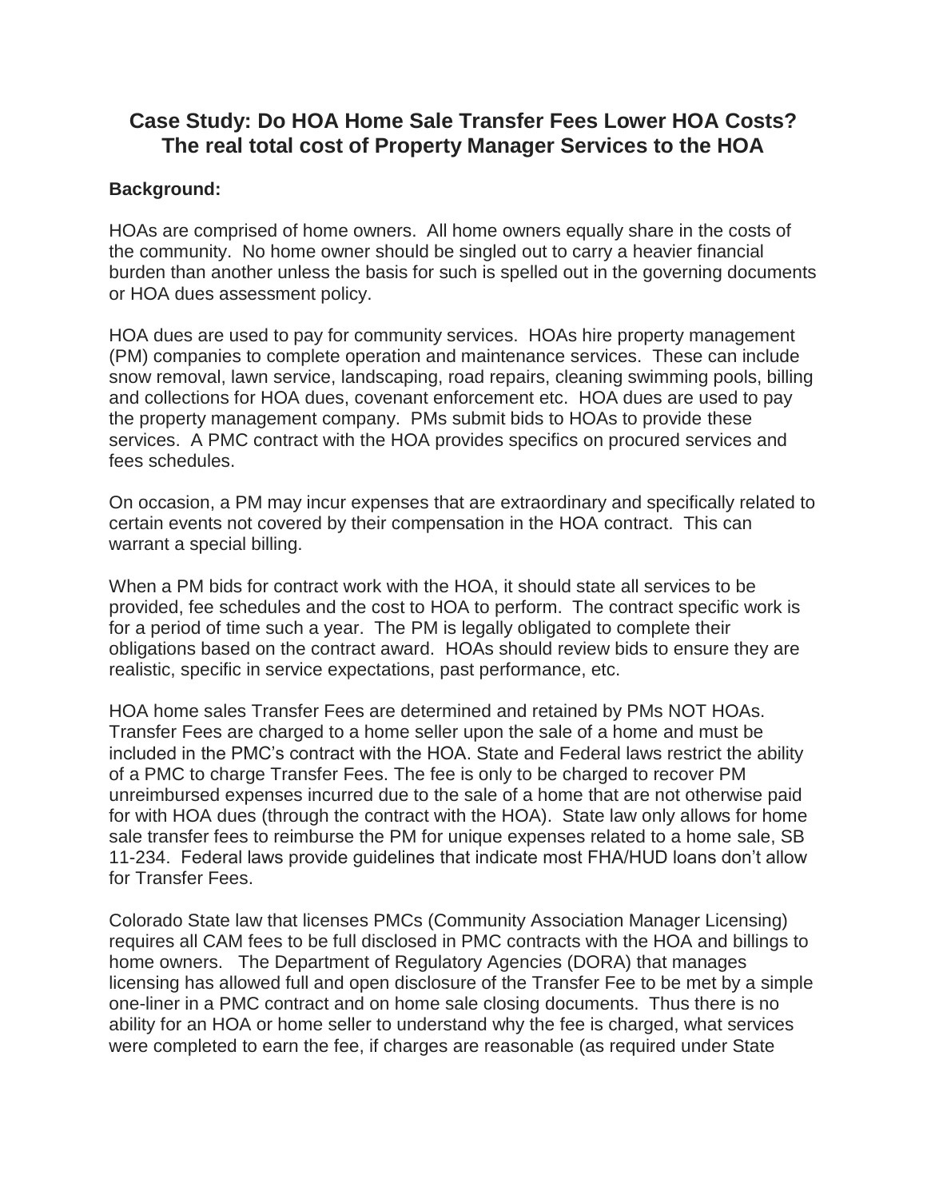# Case Study: Do HOA Home Sale Transfer Fees Lower HOA Costs? The real total cost of Property Manager Services to the HOA

**Background:**

HOAs are comprised of home owners. All home owners equally share in the costs of the community. No home owner should be singled out to carry a heavier financial burden than another unless the basis for such is spelled out in the governing documents or HOA dues assessment policy.

HOA dues are used to pay for community services. HOAs hire property management (PM) companies to complete operation and maintenance services. These can include snow removal, lawn service, landscaping, road repairs, cleaning swimming pools, billing and collections for HOA dues, covenant enforcement etc. HOA dues are used to pay the property management company. PMs submit bids to HOAs to provide these services. A PMC contract with the HOA provides specifics on procured services and fees schedules.

On occasion, a PM may incur expenses that are extraordinary and specifically related to certain events not covered by their compensation in the HOA contract. This can warrant a special billing.

When a PM bids for contract work with the HOA, it should state all services to be provided, fee schedules and the cost to HOA to perform. The contract specific work is for a period of time such a year. The PM is legally obligated to complete their obligations based on the contract award. HOAs should review bids to ensure they are realistic, specific in service expectations, past performance, etc.

HOA home sales Transfer Fees are determined and retained by PMs NOT HOAs. Transfer Fees are charged to a home seller upon the sale of a home and must be included in the PMC's contract with the HOA. State and Federal laws restrict the ability of a PMC to charge Transfer Fees. The fee is only to be charged to recover PM unreimbursed expenses incurred due to the sale of a home that are not otherwise paid for with HOA dues (through the contract with the HOA). State law only allows for home sale transfer fees to reimburse the PM for unique expenses related to a home sale, SB 11-234. Federal laws provide guidelines that indicate most FHA/HUD loans don't allow for Transfer Fees.

Colorado State law that licenses PMCs (Community Association Manager Licensing) requires all CAM fees to be full disclosed in PMC contracts with the HOA and billings to home owners. The Department of Regulatory Agencies (DORA) that manages licensing has allowed full and open disclosure of the Transfer Fee to be met by a simple one-liner in a PMC contract and on home sale closing documents. Thus there is no ability for an HOA or home seller to understand why the fee is charged, what services were completed to earn the fee, if charges are reasonable (as required under State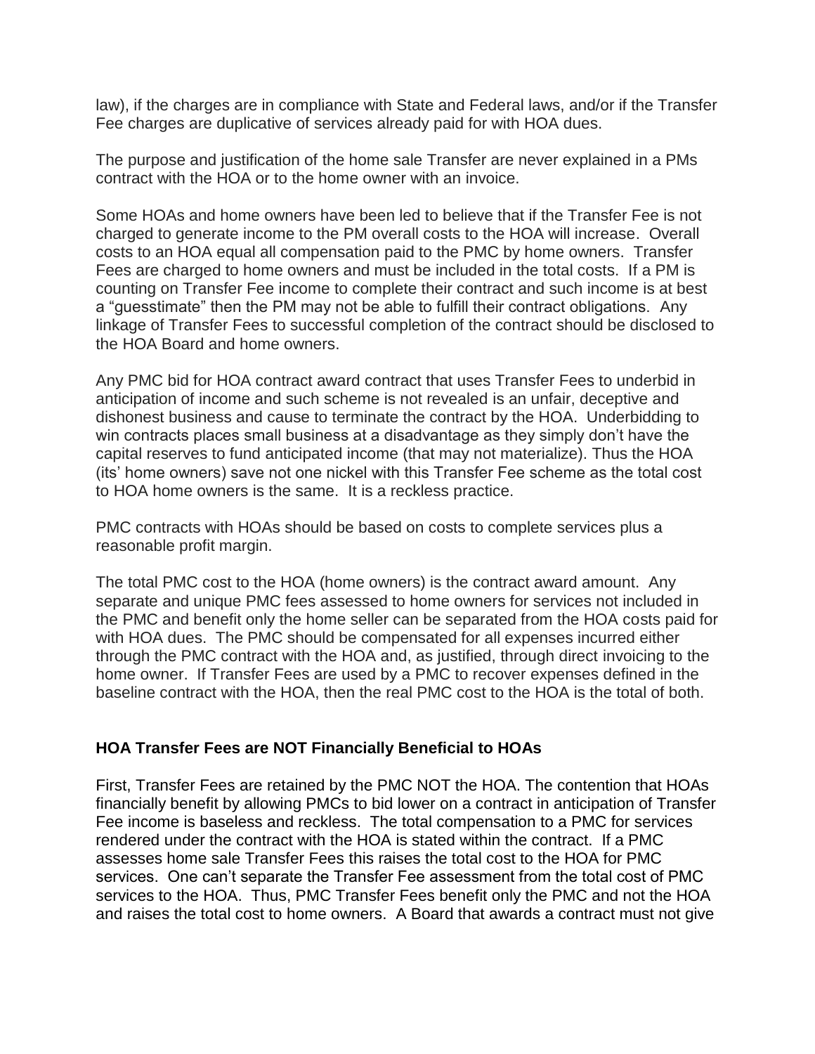law), if the charges are in compliance with State and Federal laws, and/or if the Transfer Fee charges are duplicative of services already paid for with HOA dues.

The purpose and justification of the home sale Transfer are never explained in a PMs contract with the HOA or to the home owner with an invoice.

Some HOAs and home owners have been led to believe that if the Transfer Fee is not charged to generate income to the PM overall costs to the HOA will increase. Overall costs to an HOA equal all compensation paid to the PMC by home owners. Transfer Fees are charged to home owners and must be included in the total costs. If a PM is counting on Transfer Fee income to complete their contract and such income is at best a "guesstimate" then the PM may not be able to fulfill their contract obligations. Any linkage of Transfer Fees to successful completion of the contract should be disclosed to the HOA Board and home owners.

Any PMC bid for HOA contract award contract that uses Transfer Fees to underbid in anticipation of income and such scheme is not revealed is an unfair, deceptive and dishonest business and cause to terminate the contract by the HOA. Underbidding to win contracts places small business at a disadvantage as they simply don't have the capital reserves to fund anticipated income (that may not materialize). Thus the HOA (its' home owners) save not one nickel with this Transfer Fee scheme as the total cost to HOA home owners is the same. It is a reckless practice.

PMC contracts with HOAs should be based on costs to complete services plus a reasonable profit margin.

The total PMC cost to the HOA (home owners) is the contract award amount. Any separate and unique PMC fees assessed to home owners for services not included in the PMC and benefit only the home seller can be separated from the HOA costs paid for with HOA dues. The PMC should be compensated for all expenses incurred either through the PMC contract with the HOA and, as justified, through direct invoicing to the home owner. If Transfer Fees are used by a PMC to recover expenses defined in the baseline contract with the HOA, then the real PMC cost to the HOA is the total of both.

**HOA Transfer Fees are NOT Financially Beneficial to HOAs**

First, Transfer Fees are retained by the PMC NOT the HOA. The contention that HOAs financially benefit by allowing PMCs to bid lower on a contract in anticipation of Transfer Fee income is baseless and reckless. The total compensation to a PMC for services rendered under the contract with the HOA is stated within the contract. If a PMC assesses home sale Transfer Fees this raises the total cost to the HOA for PMC services. One can't separate the Transfer Fee assessment from the total cost of PMC services to the HOA. Thus, PMC Transfer Fees benefit only the PMC and not the HOA and raises the total cost to home owners. A Board that awards a contract must not give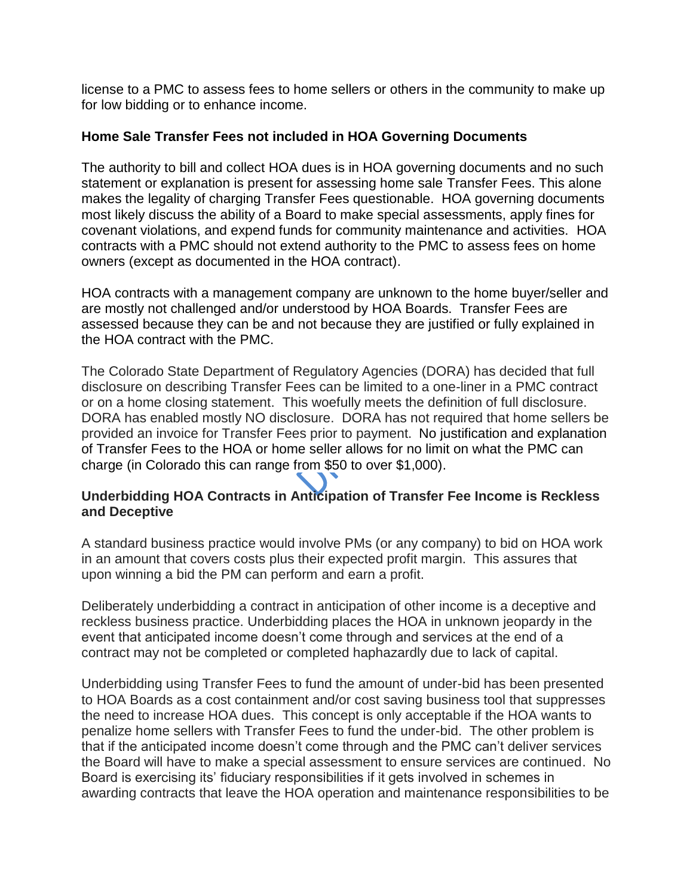license to a PMC to assess fees to home sellers or others in the community to make up for low bidding or to enhance income.

### Home Sale Transfer Fees not included in HOA Governing Documents

The authority to bill and collect HOA dues is in HOA governing documents and no such statement or explanation is present for assessing home sale Transfer Fees. This alone makes the legality of charging Transfer Fees questionable. HOA governing documents most likely discuss the ability of a Board to make special assessments, apply fines for covenant violations, and expend funds for community maintenance and activities. HOA contracts with a PMC should not extend authority to the PMC to assess fees on home owners (except as documented in the HOA contract).

HOA contracts with a management company are unknown to the home buyer/seller and are mostly not challenged and/or understood by HOA Boards. Transfer Fees are assessed because they can be and not because they are justified or fully explained in the HOA contract with the PMC.

The Colorado State Department of Regulatory Agencies (DORA) has decided that full disclosure on describing Transfer Fees can be limited to a one-liner in a PMC contract or on a home closing statement. This woefully meets the definition of full disclosure. DORA has enabled mostly NO disclosure. DORA has not required that home sellers be provided an invoice for Transfer Fees prior to payment. No justification and explanation of Transfer Fees to the HOA or home seller allows for no limit on what the PMC can charge (in Colorado this can range from $50 to over $1,000).

### Underbidding HOA Contracts in Anticipation of Transfer Fee Income is Reckless and Deceptive

A standard business practice would involve PMs (or any company) to bid on HOA work in an amount that covers costs plus their expected profit margin. This assures that upon winning a bid the PM can perform and earn a profit.

Deliberately underbidding a contract in anticipation of other income is a deceptive and reckless business practice. Underbidding places the HOA in unknown jeopardy in the event that anticipated income doesn't come through and services at the end of a contract may not be completed or completed haphazardly due to lack of capital.

Underbidding using Transfer Fees to fund the amount of under-bid has been presented to HOA Boards as a cost containment and/or cost saving business tool that suppresses the need to increase HOA dues. This concept is only acceptable if the HOA wants to penalize home sellers with Transfer Fees to fund the under-bid. The other problem is that if the anticipated income doesn't come through and the PMC can't deliver services the Board will have to make a special assessment to ensure services are continued. No Board is exercising its' fiduciary responsibilities if it gets involved in schemes in awarding contracts that leave the HOA operation and maintenance responsibilities to be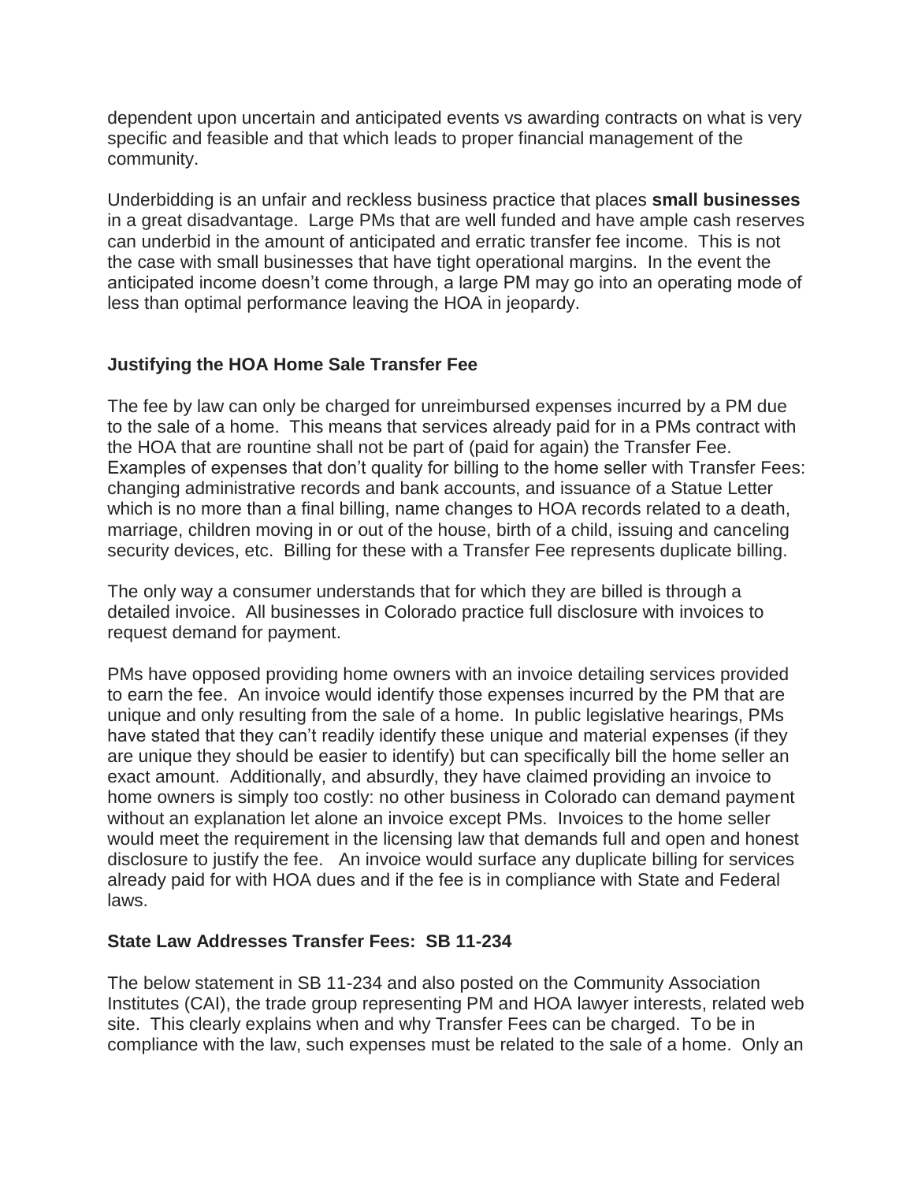dependent upon uncertain and anticipated events vs awarding contracts on what is very specific and feasible and that which leads to proper financial management of the community.

Underbidding is an unfair and reckless business practice that places **small businesses** in a great disadvantage. Large PMs that are well funded and have ample cash reserves can underbid in the amount of anticipated and erratic transfer fee income. This is not the case with small businesses that have tight operational margins. In the event the anticipated income doesn't come through, a large PM may go into an operating mode of less than optimal performance leaving the HOA in jeopardy.

### Justifying the HOA Home Sale Transfer Fee

The fee by law can only be charged for unreimbursed expenses incurred by a PM due to the sale of a home. This means that services already paid for in a PMs contract with the HOA that are rountine shall not be part of (paid for again) the Transfer Fee. Examples of expenses that don't quality for billing to the home seller with Transfer Fees: changing administrative records and bank accounts, and issuance of a Statue Letter which is no more than a final billing, name changes to HOA records related to a death, marriage, children moving in or out of the house, birth of a child, issuing and canceling security devices, etc. Billing for these with a Transfer Fee represents duplicate billing.

The only way a consumer understands that for which they are billed is through a detailed invoice. All businesses in Colorado practice full disclosure with invoices to request demand for payment.

PMs have opposed providing home owners with an invoice detailing services provided to earn the fee. An invoice would identify those expenses incurred by the PM that are unique and only resulting from the sale of a home. In public legislative hearings, PMs have stated that they can't readily identify these unique and material expenses (if they are unique they should be easier to identify) but can specifically bill the home seller an exact amount. Additionally, and absurdly, they have claimed providing an invoice to home owners is simply too costly: no other business in Colorado can demand payment without an explanation let alone an invoice except PMs. Invoices to the home seller would meet the requirement in the licensing law that demands full and open and honest disclosure to justify the fee. An invoice would surface any duplicate billing for services already paid for with HOA dues and if the fee is in compliance with State and Federal laws.

### State Law Addresses Transfer Fees: SB 11-234

The below statement in SB 11-234 and also posted on the Community Association Institutes (CAI), the trade group representing PM and HOA lawyer interests, related web site. This clearly explains when and why Transfer Fees can be charged. To be in compliance with the law, such expenses must be related to the sale of a home. Only an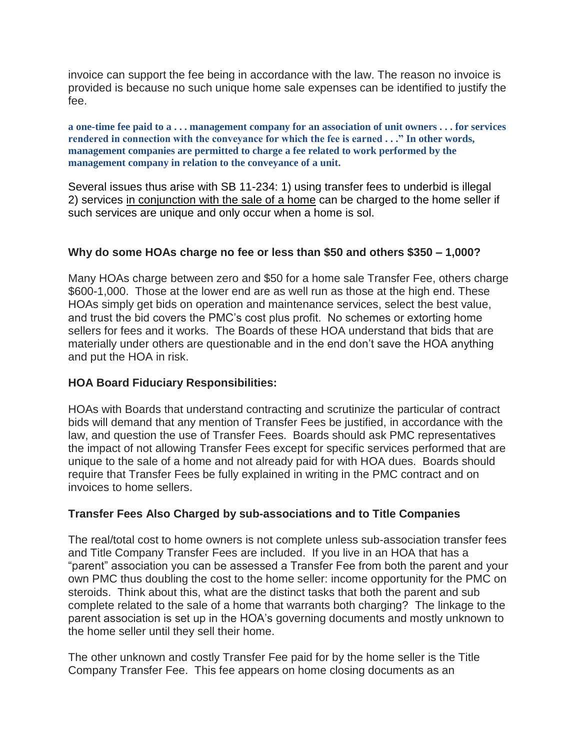invoice can support the fee being in accordance with the law. The reason no invoice is provided is because no such unique home sale expenses can be identified to justify the fee.

**a one-time fee paid to a . . . management company for an association of unit owners . . . for services rendered in connection with the conveyance for which the fee is earned . . ." In other words, management companies are permitted to charge a fee related to work performed by the management company in relation to the conveyance of a unit.**

Several issues thus arise with SB 11-234: 1) using transfer fees to underbid is illegal 2) services in conjunction with the sale of a home can be charged to the home seller if such services are unique and only occur when a home is sol.

**Why do some HOAs charge no fee or less than $50 and others $350 – 1,000?**

Many HOAs charge between zero and $50 for a home sale Transfer Fee, others charge $600-1,000. Those at the lower end are as well run as those at the high end. These HOAs simply get bids on operation and maintenance services, select the best value, and trust the bid covers the PMC's cost plus profit. No schemes or extorting home sellers for fees and it works. The Boards of these HOA understand that bids that are materially under others are questionable and in the end don't save the HOA anything and put the HOA in risk.

**HOA Board Fiduciary Responsibilities:**

HOAs with Boards that understand contracting and scrutinize the particular of contract bids will demand that any mention of Transfer Fees be justified, in accordance with the law, and question the use of Transfer Fees. Boards should ask PMC representatives the impact of not allowing Transfer Fees except for specific services performed that are unique to the sale of a home and not already paid for with HOA dues. Boards should require that Transfer Fees be fully explained in writing in the PMC contract and on invoices to home sellers.

**Transfer Fees Also Charged by sub-associations and to Title Companies**

The real/total cost to home owners is not complete unless sub-association transfer fees and Title Company Transfer Fees are included. If you live in an HOA that has a "parent" association you can be assessed a Transfer Fee from both the parent and your own PMC thus doubling the cost to the home seller: income opportunity for the PMC on steroids. Think about this, what are the distinct tasks that both the parent and sub complete related to the sale of a home that warrants both charging? The linkage to the parent association is set up in the HOA's governing documents and mostly unknown to the home seller until they sell their home.

The other unknown and costly Transfer Fee paid for by the home seller is the Title Company Transfer Fee. This fee appears on home closing documents as an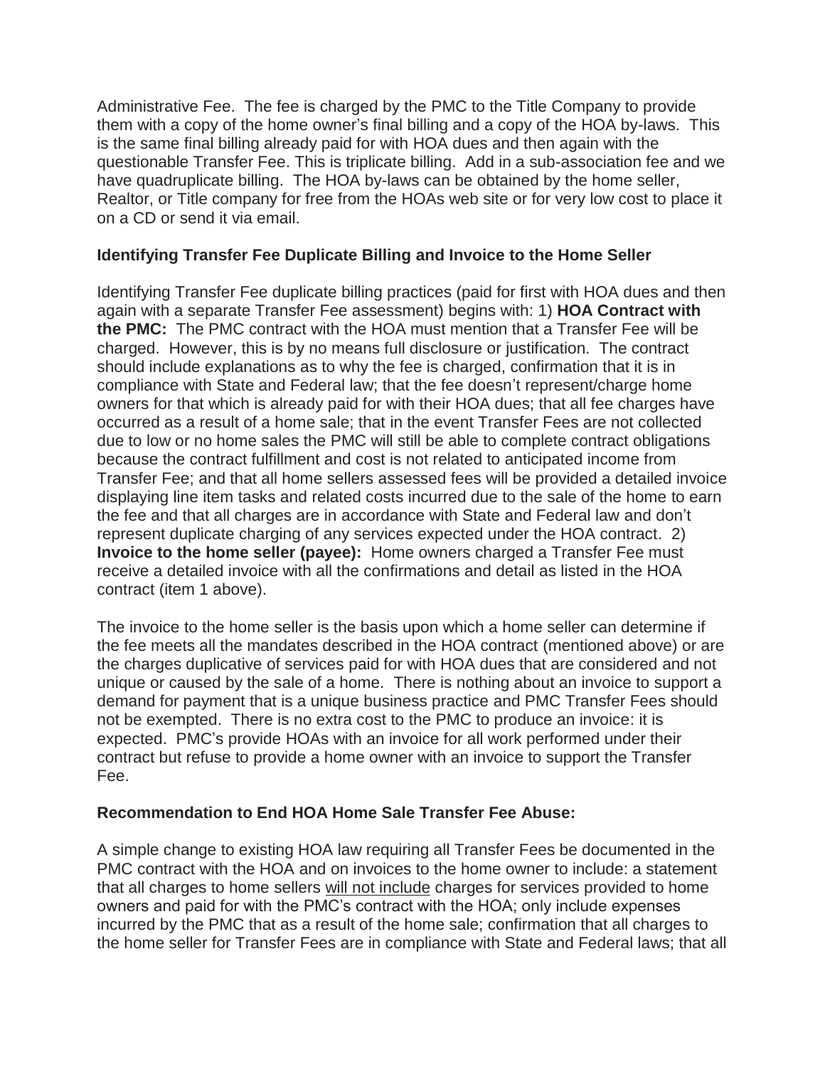Administrative Fee. The fee is charged by the PMC to the Title Company to provide them with a copy of the home owner's final billing and a copy of the HOA by-laws. This is the same final billing already paid for with HOA dues and then again with the questionable Transfer Fee. This is triplicate billing. Add in a sub-association fee and we have quadruplicate billing. The HOA by-laws can be obtained by the home seller, Realtor, or Title company for free from the HOAs web site or for very low cost to place it on a CD or send it via email.

**Identifying Transfer Fee Duplicate Billing and Invoice to the Home Seller**

Identifying Transfer Fee duplicate billing practices (paid for first with HOA dues and then again with a separate Transfer Fee assessment) begins with: 1) **HOA Contract with the PMC:** The PMC contract with the HOA must mention that a Transfer Fee will be charged. However, this is by no means full disclosure or justification. The contract should include explanations as to why the fee is charged, confirmation that it is in compliance with State and Federal law; that the fee doesn't represent/charge home owners for that which is already paid for with their HOA dues; that all fee charges have occurred as a result of a home sale; that in the event Transfer Fees are not collected due to low or no home sales the PMC will still be able to complete contract obligations because the contract fulfillment and cost is not related to anticipated income from Transfer Fee; and that all home sellers assessed fees will be provided a detailed invoice displaying line item tasks and related costs incurred due to the sale of the home to earn the fee and that all charges are in accordance with State and Federal law and don't represent duplicate charging of any services expected under the HOA contract. 2) **Invoice to the home seller (payee):** Home owners charged a Transfer Fee must receive a detailed invoice with all the confirmations and detail as listed in the HOA contract (item 1 above).

The invoice to the home seller is the basis upon which a home seller can determine if the fee meets all the mandates described in the HOA contract (mentioned above) or are the charges duplicative of services paid for with HOA dues that are considered and not unique or caused by the sale of a home. There is nothing about an invoice to support a demand for payment that is a unique business practice and PMC Transfer Fees should not be exempted. There is no extra cost to the PMC to produce an invoice: it is expected. PMC's provide HOAs with an invoice for all work performed under their contract but refuse to provide a home owner with an invoice to support the Transfer Fee.

**Recommendation to End HOA Home Sale Transfer Fee Abuse:**

A simple change to existing HOA law requiring all Transfer Fees be documented in the PMC contract with the HOA and on invoices to the home owner to include: a statement that all charges to home sellers <u>will not include</u> charges for services provided to home owners and paid for with the PMC's contract with the HOA; only include expenses incurred by the PMC that as a result of the home sale; confirmation that all charges to the home seller for Transfer Fees are in compliance with State and Federal laws; that all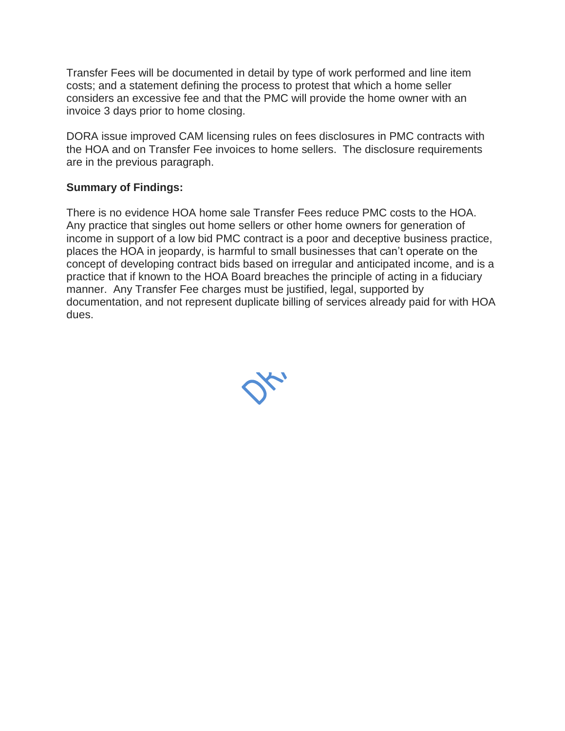Transfer Fees will be documented in detail by type of work performed and line item costs; and a statement defining the process to protest that which a home seller considers an excessive fee and that the PMC will provide the home owner with an invoice 3 days prior to home closing.

DORA issue improved CAM licensing rules on fees disclosures in PMC contracts with the HOA and on Transfer Fee invoices to home sellers. The disclosure requirements are in the previous paragraph.

**Summary of Findings:**

There is no evidence HOA home sale Transfer Fees reduce PMC costs to the HOA. Any practice that singles out home sellers or other home owners for generation of income in support of a low bid PMC contract is a poor and deceptive business practice, places the HOA in jeopardy, is harmful to small businesses that can't operate on the concept of developing contract bids based on irregular and anticipated income, and is a practice that if known to the HOA Board breaches the principle of acting in a fiduciary manner. Any Transfer Fee charges must be justified, legal, supported by documentation, and not represent duplicate billing of services already paid for with HOA dues.